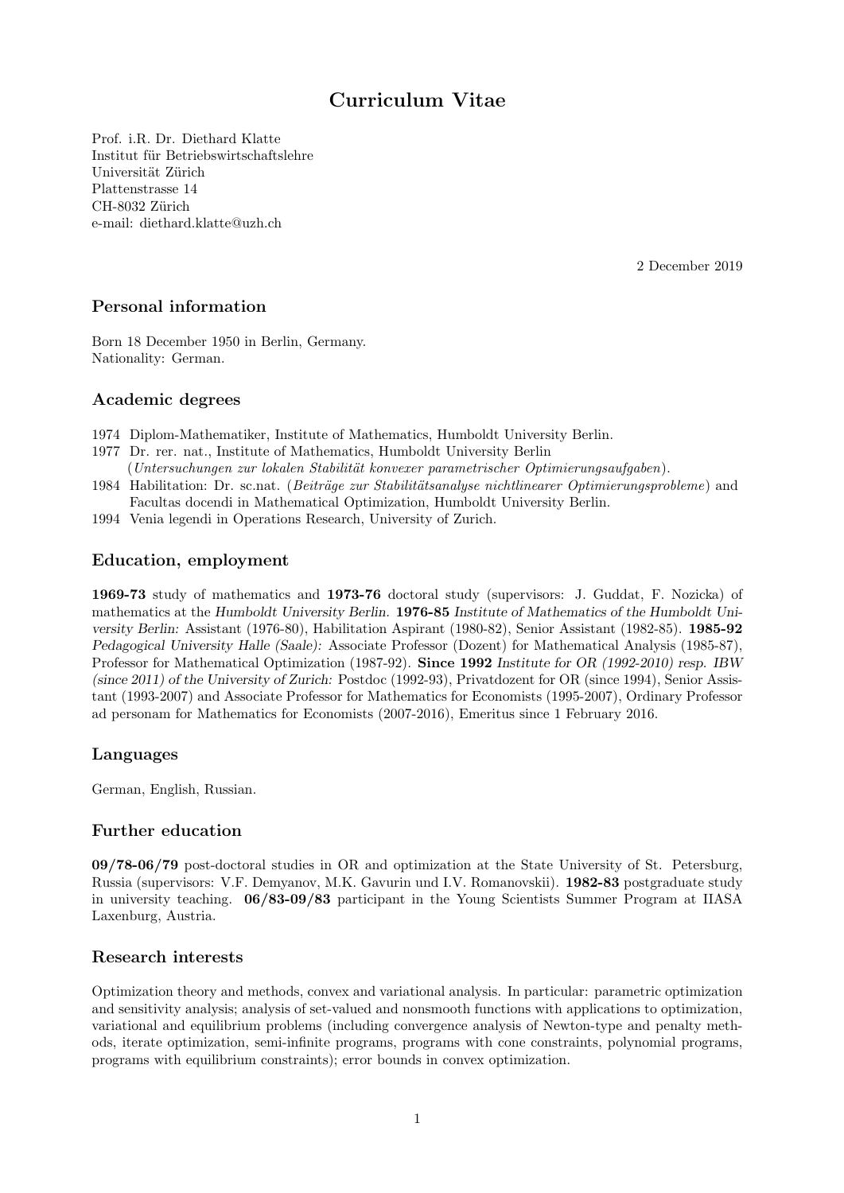# Curriculum Vitae

Prof. i.R. Dr. Diethard Klatte
Institut für Betriebswirtschaftslehre
Universität Zürich
Plattenstrasse 14
CH-8032 Zürich
e-mail: diethard.klatte@uzh.ch

2 December 2019

## Personal information

Born 18 December 1950 in Berlin, Germany.
Nationality: German.

## Academic degrees

1974 Diplom-Mathematiker, Institute of Mathematics, Humboldt University Berlin.
1977 Dr. rer. nat., Institute of Mathematics, Humboldt University Berlin
(*Untersuchungen zur lokalen Stabilität konvexer parametrischer Optimierungsaufgaben*).
1984 Habilitation: Dr. sc.nat. (*Beiträge zur Stabilitätsanalyse nichtlinearer Optimierungsprobleme*) and Facultas docendi in Mathematical Optimization, Humboldt University Berlin.
1994 Venia legendi in Operations Research, University of Zurich.

## Education, employment

**1969-73** study of mathematics and **1973-76** doctoral study (supervisors: J. Guddat, F. Nozicka) of mathematics at the *Humboldt University Berlin.* **1976-85** *Institute of Mathematics of the Humboldt University Berlin:* Assistant (1976-80), Habilitation Aspirant (1980-82), Senior Assistant (1982-85). **1985-92** *Pedagogical University Halle (Saale):* Associate Professor (Dozent) for Mathematical Analysis (1985-87), Professor for Mathematical Optimization (1987-92). **Since 1992** *Institute for OR (1992-2010) resp. IBW (since 2011) of the University of Zurich:* Postdoc (1992-93), Privatdozent for OR (since 1994), Senior Assistant (1993-2007) and Associate Professor for Mathematics for Economists (1995-2007), Ordinary Professor ad personam for Mathematics for Economists (2007-2016), Emeritus since 1 February 2016.

## Languages

German, English, Russian.

## Further education

**09/78-06/79** post-doctoral studies in OR and optimization at the State University of St. Petersburg, Russia (supervisors: V.F. Demyanov, M.K. Gavurin und I.V. Romanovskii). **1982-83** postgraduate study in university teaching. **06/83-09/83** participant in the Young Scientists Summer Program at IIASA Laxenburg, Austria.

## Research interests

Optimization theory and methods, convex and variational analysis. In particular: parametric optimization and sensitivity analysis; analysis of set-valued and nonsmooth functions with applications to optimization, variational and equilibrium problems (including convergence analysis of Newton-type and penalty methods, iterate optimization, semi-infinite programs, programs with cone constraints, polynomial programs, programs with equilibrium constraints); error bounds in convex optimization.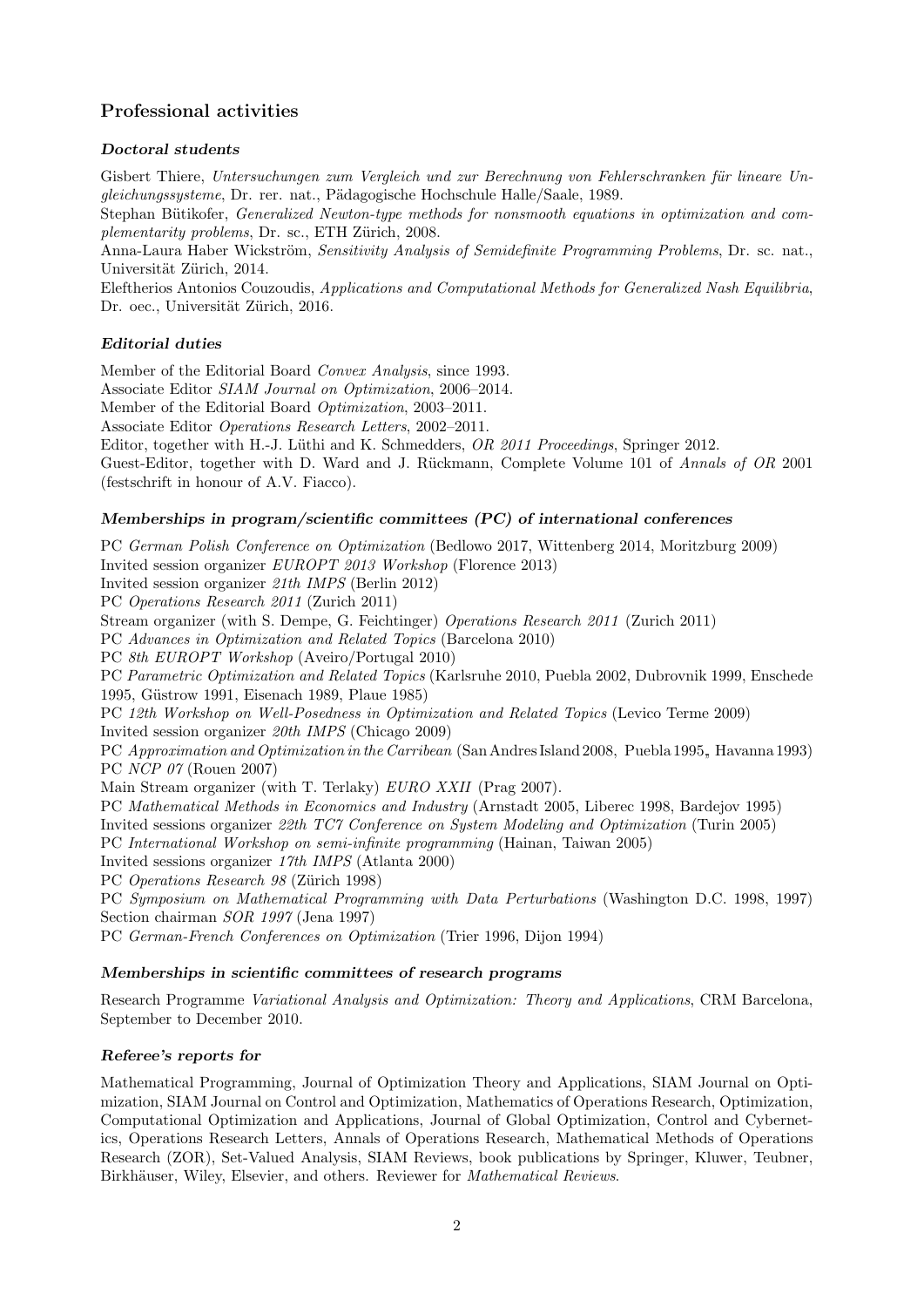## Professional activities

### *Doctoral students*

Gisbert Thiere, *Untersuchungen zum Vergleich und zur Berechnung von Fehlerschranken für lineare Ungleichungssysteme*, Dr. rer. nat., Pädagogische Hochschule Halle/Saale, 1989.

Stephan Bütikofer, *Generalized Newton-type methods for nonsmooth equations in optimization and complementarity problems*, Dr. sc., ETH Zürich, 2008.

Anna-Laura Haber Wickström, *Sensitivity Analysis of Semidefinite Programming Problems*, Dr. sc. nat., Universität Zürich, 2014.

Eleftherios Antonios Couzoudis, *Applications and Computational Methods for Generalized Nash Equilibria*, Dr. oec., Universität Zürich, 2016.

### *Editorial duties*

Member of the Editorial Board *Convex Analysis*, since 1993.
Associate Editor *SIAM Journal on Optimization*, 2006–2014.
Member of the Editorial Board *Optimization*, 2003–2011.
Associate Editor *Operations Research Letters*, 2002–2011.
Editor, together with H.-J. Lüthi and K. Schmedders, *OR 2011 Proceedings*, Springer 2012.
Guest-Editor, together with D. Ward and J. Rückmann, Complete Volume 101 of *Annals of OR* 2001 (festschrift in honour of A.V. Fiacco).

### *Memberships in program/scientific committees (PC) of international conferences*

PC *German Polish Conference on Optimization* (Bedlowo 2017, Wittenberg 2014, Moritzburg 2009)
Invited session organizer *EUROPT 2013 Workshop* (Florence 2013)
Invited session organizer *21th IMPS* (Berlin 2012)
PC *Operations Research 2011* (Zurich 2011)
Stream organizer (with S. Dempe, G. Feichtinger) *Operations Research 2011* (Zurich 2011)
PC *Advances in Optimization and Related Topics* (Barcelona 2010)
PC *8th EUROPT Workshop* (Aveiro/Portugal 2010)
PC *Parametric Optimization and Related Topics* (Karlsruhe 2010, Puebla 2002, Dubrovnik 1999, Enschede 1995, Güstrow 1991, Eisenach 1989, Plaue 1985)
PC *12th Workshop on Well-Posedness in Optimization and Related Topics* (Levico Terme 2009)
Invited session organizer *20th IMPS* (Chicago 2009)
PC *Approximation and Optimization in the Carribean* (San Andres Island 2008, Puebla 1995, Havanna 1993)
PC *NCP 07* (Rouen 2007)
Main Stream organizer (with T. Terlaky) *EURO XXII* (Prag 2007).
PC *Mathematical Methods in Economics and Industry* (Arnstadt 2005, Liberec 1998, Bardejov 1995)
Invited sessions organizer *22th TC7 Conference on System Modeling and Optimization* (Turin 2005)
PC *International Workshop on semi-infinite programming* (Hainan, Taiwan 2005)
Invited sessions organizer *17th IMPS* (Atlanta 2000)
PC *Operations Research 98* (Zürich 1998)
PC *Symposium on Mathematical Programming with Data Perturbations* (Washington D.C. 1998, 1997)
Section chairman *SOR 1997* (Jena 1997)
PC *German-French Conferences on Optimization* (Trier 1996, Dijon 1994)

### *Memberships in scientific committees of research programs*

Research Programme *Variational Analysis and Optimization: Theory and Applications*, CRM Barcelona, September to December 2010.

### *Referee's reports for*

Mathematical Programming, Journal of Optimization Theory and Applications, SIAM Journal on Optimization, SIAM Journal on Control and Optimization, Mathematics of Operations Research, Optimization, Computational Optimization and Applications, Journal of Global Optimization, Control and Cybernetics, Operations Research Letters, Annals of Operations Research, Mathematical Methods of Operations Research (ZOR), Set-Valued Analysis, SIAM Reviews, book publications by Springer, Kluwer, Teubner, Birkhäuser, Wiley, Elsevier, and others. Reviewer for *Mathematical Reviews*.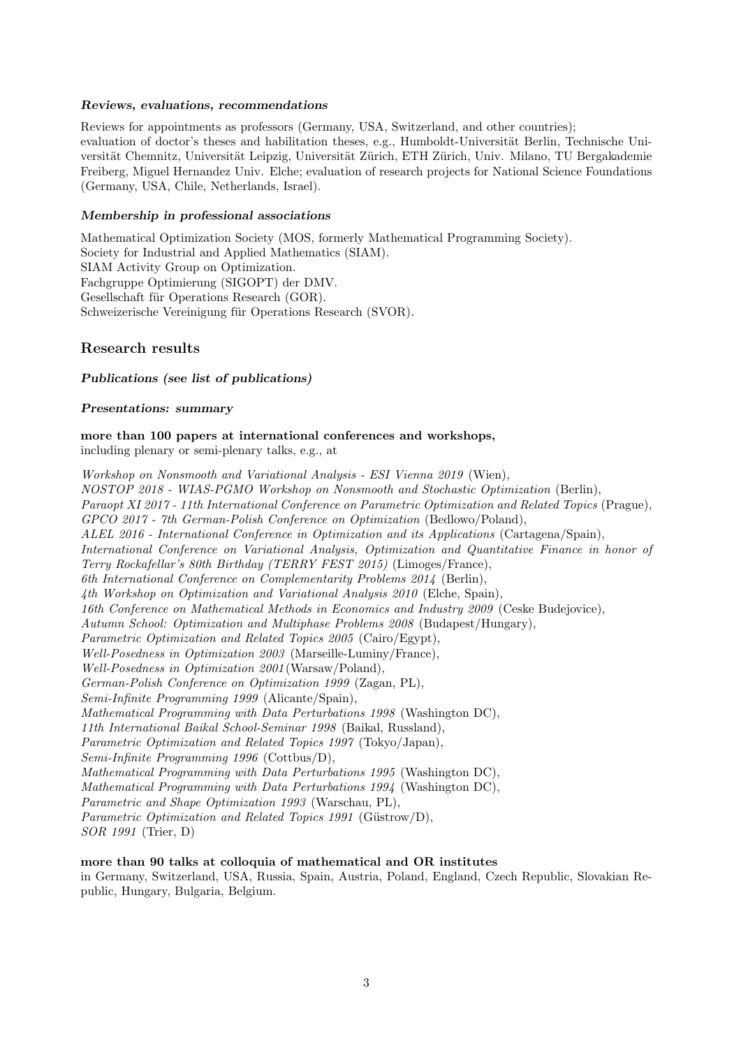#### *Reviews, evaluations, recommendations*

Reviews for appointments as professors (Germany, USA, Switzerland, and other countries); evaluation of doctor's theses and habilitation theses, e.g., Humboldt-Universität Berlin, Technische Universität Chemnitz, Universität Leipzig, Universität Zürich, ETH Zürich, Univ. Milano, TU Bergakademie Freiberg, Miguel Hernandez Univ. Elche; evaluation of research projects for National Science Foundations (Germany, USA, Chile, Netherlands, Israel).

#### *Membership in professional associations*

Mathematical Optimization Society (MOS, formerly Mathematical Programming Society).
Society for Industrial and Applied Mathematics (SIAM).
SIAM Activity Group on Optimization.
Fachgruppe Optimierung (SIGOPT) der DMV.
Gesellschaft für Operations Research (GOR).
Schweizerische Vereinigung für Operations Research (SVOR).

## Research results

#### *Publications (see list of publications)*

#### *Presentations: summary*

**more than 100 papers at international conferences and workshops,**
including plenary or semi-plenary talks, e.g., at

*Workshop on Nonsmooth and Variational Analysis - ESI Vienna 2019* (Wien),
*NOSTOP 2018 - WIAS-PGMO Workshop on Nonsmooth and Stochastic Optimization* (Berlin),
*Paraopt XI 2017 - 11th International Conference on Parametric Optimization and Related Topics* (Prague),
*GPCO 2017 - 7th German-Polish Conference on Optimization* (Bedlowo/Poland),
*ALEL 2016 - International Conference in Optimization and its Applications* (Cartagena/Spain),
*International Conference on Variational Analysis, Optimization and Quantitative Finance in honor of Terry Rockafellar's 80th Birthday (TERRY FEST 2015)* (Limoges/France),
*6th International Conference on Complementarity Problems 2014* (Berlin),
*4th Workshop on Optimization and Variational Analysis 2010* (Elche, Spain),
*16th Conference on Mathematical Methods in Economics and Industry 2009* (Ceske Budejovice),
*Autumn School: Optimization and Multiphase Problems 2008* (Budapest/Hungary),
*Parametric Optimization and Related Topics 2005* (Cairo/Egypt),
*Well-Posedness in Optimization 2003* (Marseille-Luminy/France),
*Well-Posedness in Optimization 2001*(Warsaw/Poland),
*German-Polish Conference on Optimization 1999* (Zagan, PL),
*Semi-Infinite Programming 1999* (Alicante/Spain),
*Mathematical Programming with Data Perturbations 1998* (Washington DC),
*11th International Baikal School-Seminar 1998* (Baikal, Russland),
*Parametric Optimization and Related Topics 1997* (Tokyo/Japan),
*Semi-Infinite Programming 1996* (Cottbus/D),
*Mathematical Programming with Data Perturbations 1995* (Washington DC),
*Mathematical Programming with Data Perturbations 1994* (Washington DC),
*Parametric and Shape Optimization 1993* (Warschau, PL),
*Parametric Optimization and Related Topics 1991* (Güstrow/D),
*SOR 1991* (Trier, D)

**more than 90 talks at colloquia of mathematical and OR institutes**
in Germany, Switzerland, USA, Russia, Spain, Austria, Poland, England, Czech Republic, Slovakian Republic, Hungary, Bulgaria, Belgium.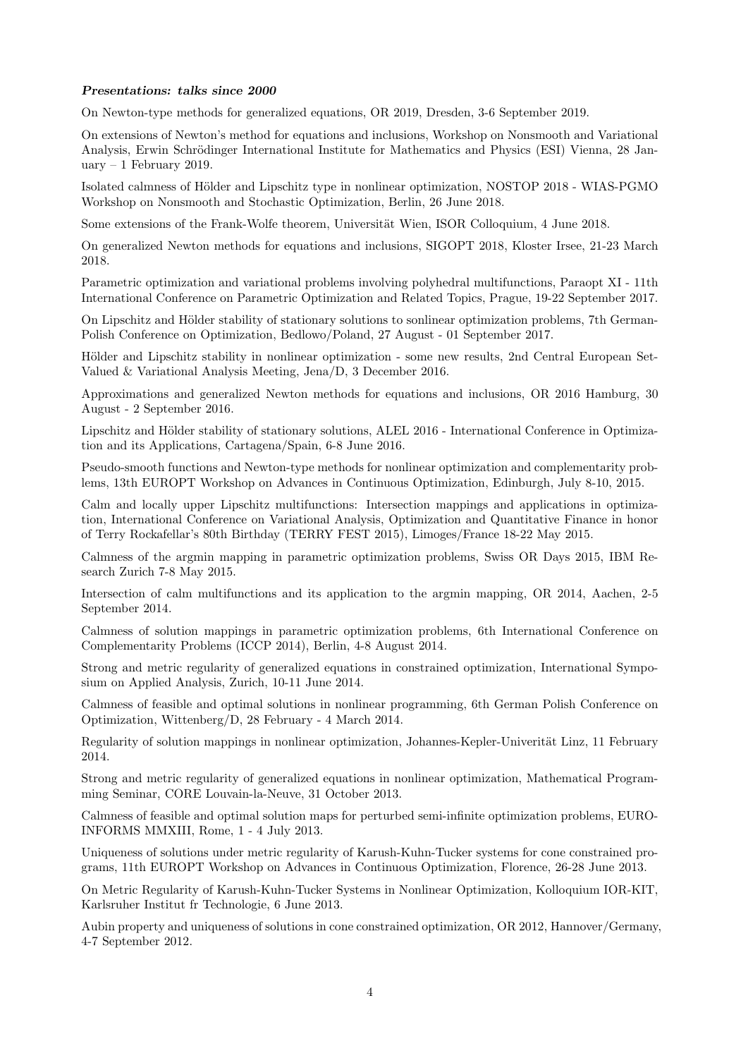***Presentations: talks since 2000***

On Newton-type methods for generalized equations, OR 2019, Dresden, 3-6 September 2019.

On extensions of Newton's method for equations and inclusions, Workshop on Nonsmooth and Variational Analysis, Erwin Schrödinger International Institute for Mathematics and Physics (ESI) Vienna, 28 January – 1 February 2019.

Isolated calmness of Hölder and Lipschitz type in nonlinear optimization, NOSTOP 2018 - WIAS-PGMO Workshop on Nonsmooth and Stochastic Optimization, Berlin, 26 June 2018.

Some extensions of the Frank-Wolfe theorem, Universität Wien, ISOR Colloquium, 4 June 2018.

On generalized Newton methods for equations and inclusions, SIGOPT 2018, Kloster Irsee, 21-23 March 2018.

Parametric optimization and variational problems involving polyhedral multifunctions, Paraopt XI - 11th International Conference on Parametric Optimization and Related Topics, Prague, 19-22 September 2017.

On Lipschitz and Hölder stability of stationary solutions to sonlinear optimization problems, 7th German-Polish Conference on Optimization, Bedlowo/Poland, 27 August - 01 September 2017.

Hölder and Lipschitz stability in nonlinear optimization - some new results, 2nd Central European Set-Valued & Variational Analysis Meeting, Jena/D, 3 December 2016.

Approximations and generalized Newton methods for equations and inclusions, OR 2016 Hamburg, 30 August - 2 September 2016.

Lipschitz and Hölder stability of stationary solutions, ALEL 2016 - International Conference in Optimization and its Applications, Cartagena/Spain, 6-8 June 2016.

Pseudo-smooth functions and Newton-type methods for nonlinear optimization and complementarity problems, 13th EUROPT Workshop on Advances in Continuous Optimization, Edinburgh, July 8-10, 2015.

Calm and locally upper Lipschitz multifunctions: Intersection mappings and applications in optimization, International Conference on Variational Analysis, Optimization and Quantitative Finance in honor of Terry Rockafellar's 80th Birthday (TERRY FEST 2015), Limoges/France 18-22 May 2015.

Calmness of the argmin mapping in parametric optimization problems, Swiss OR Days 2015, IBM Research Zurich 7-8 May 2015.

Intersection of calm multifunctions and its application to the argmin mapping, OR 2014, Aachen, 2-5 September 2014.

Calmness of solution mappings in parametric optimization problems, 6th International Conference on Complementarity Problems (ICCP 2014), Berlin, 4-8 August 2014.

Strong and metric regularity of generalized equations in constrained optimization, International Symposium on Applied Analysis, Zurich, 10-11 June 2014.

Calmness of feasible and optimal solutions in nonlinear programming, 6th German Polish Conference on Optimization, Wittenberg/D, 28 February - 4 March 2014.

Regularity of solution mappings in nonlinear optimization, Johannes-Kepler-Univerität Linz, 11 February 2014.

Strong and metric regularity of generalized equations in nonlinear optimization, Mathematical Programming Seminar, CORE Louvain-la-Neuve, 31 October 2013.

Calmness of feasible and optimal solution maps for perturbed semi-infinite optimization problems, EURO-INFORMS MMXIII, Rome, 1 - 4 July 2013.

Uniqueness of solutions under metric regularity of Karush-Kuhn-Tucker systems for cone constrained programs, 11th EUROPT Workshop on Advances in Continuous Optimization, Florence, 26-28 June 2013.

On Metric Regularity of Karush-Kuhn-Tucker Systems in Nonlinear Optimization, Kolloquium IOR-KIT, Karlsruher Institut fr Technologie, 6 June 2013.

Aubin property and uniqueness of solutions in cone constrained optimization, OR 2012, Hannover/Germany, 4-7 September 2012.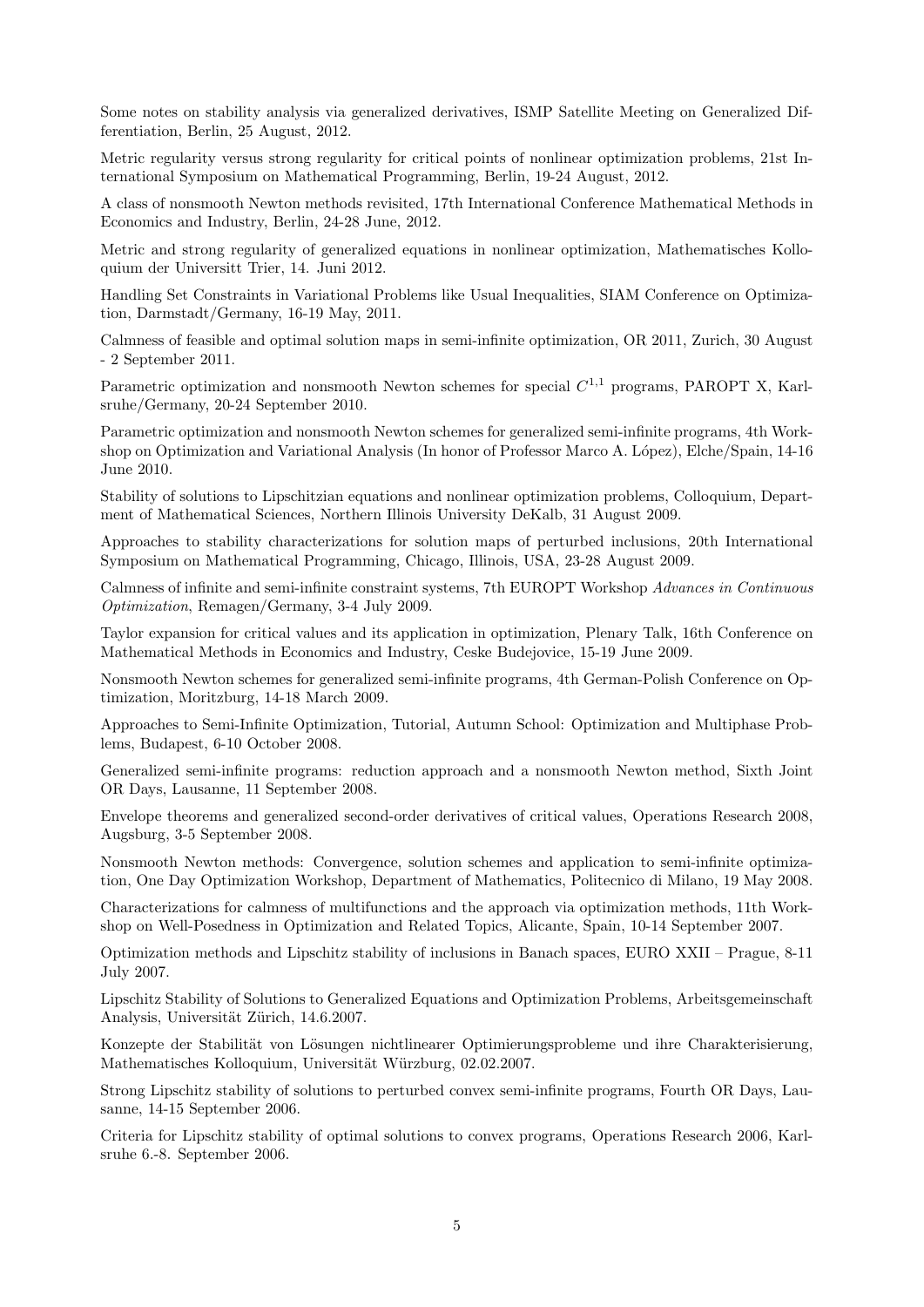Some notes on stability analysis via generalized derivatives, ISMP Satellite Meeting on Generalized Differentiation, Berlin, 25 August, 2012.

Metric regularity versus strong regularity for critical points of nonlinear optimization problems, 21st International Symposium on Mathematical Programming, Berlin, 19-24 August, 2012.

A class of nonsmooth Newton methods revisited, 17th International Conference Mathematical Methods in Economics and Industry, Berlin, 24-28 June, 2012.

Metric and strong regularity of generalized equations in nonlinear optimization, Mathematisches Kolloquium der Universitt Trier, 14. Juni 2012.

Handling Set Constraints in Variational Problems like Usual Inequalities, SIAM Conference on Optimization, Darmstadt/Germany, 16-19 May, 2011.

Calmness of feasible and optimal solution maps in semi-infinite optimization, OR 2011, Zurich, 30 August - 2 September 2011.

Parametric optimization and nonsmooth Newton schemes for special $C^{1,1}$ programs, PAROPT X, Karlsruhe/Germany, 20-24 September 2010.

Parametric optimization and nonsmooth Newton schemes for generalized semi-infinite programs, 4th Workshop on Optimization and Variational Analysis (In honor of Professor Marco A. López), Elche/Spain, 14-16 June 2010.

Stability of solutions to Lipschitzian equations and nonlinear optimization problems, Colloquium, Department of Mathematical Sciences, Northern Illinois University DeKalb, 31 August 2009.

Approaches to stability characterizations for solution maps of perturbed inclusions, 20th International Symposium on Mathematical Programming, Chicago, Illinois, USA, 23-28 August 2009.

Calmness of infinite and semi-infinite constraint systems, 7th EUROPT Workshop *Advances in Continuous Optimization*, Remagen/Germany, 3-4 July 2009.

Taylor expansion for critical values and its application in optimization, Plenary Talk, 16th Conference on Mathematical Methods in Economics and Industry, Ceske Budejovice, 15-19 June 2009.

Nonsmooth Newton schemes for generalized semi-infinite programs, 4th German-Polish Conference on Optimization, Moritzburg, 14-18 March 2009.

Approaches to Semi-Infinite Optimization, Tutorial, Autumn School: Optimization and Multiphase Problems, Budapest, 6-10 October 2008.

Generalized semi-infinite programs: reduction approach and a nonsmooth Newton method, Sixth Joint OR Days, Lausanne, 11 September 2008.

Envelope theorems and generalized second-order derivatives of critical values, Operations Research 2008, Augsburg, 3-5 September 2008.

Nonsmooth Newton methods: Convergence, solution schemes and application to semi-infinite optimization, One Day Optimization Workshop, Department of Mathematics, Politecnico di Milano, 19 May 2008.

Characterizations for calmness of multifunctions and the approach via optimization methods, 11th Workshop on Well-Posedness in Optimization and Related Topics, Alicante, Spain, 10-14 September 2007.

Optimization methods and Lipschitz stability of inclusions in Banach spaces, EURO XXII – Prague, 8-11 July 2007.

Lipschitz Stability of Solutions to Generalized Equations and Optimization Problems, Arbeitsgemeinschaft Analysis, Universität Zürich, 14.6.2007.

Konzepte der Stabilität von Lösungen nichtlinearer Optimierungsprobleme und ihre Charakterisierung, Mathematisches Kolloquium, Universität Würzburg, 02.02.2007.

Strong Lipschitz stability of solutions to perturbed convex semi-infinite programs, Fourth OR Days, Lausanne, 14-15 September 2006.

Criteria for Lipschitz stability of optimal solutions to convex programs, Operations Research 2006, Karlsruhe 6.-8. September 2006.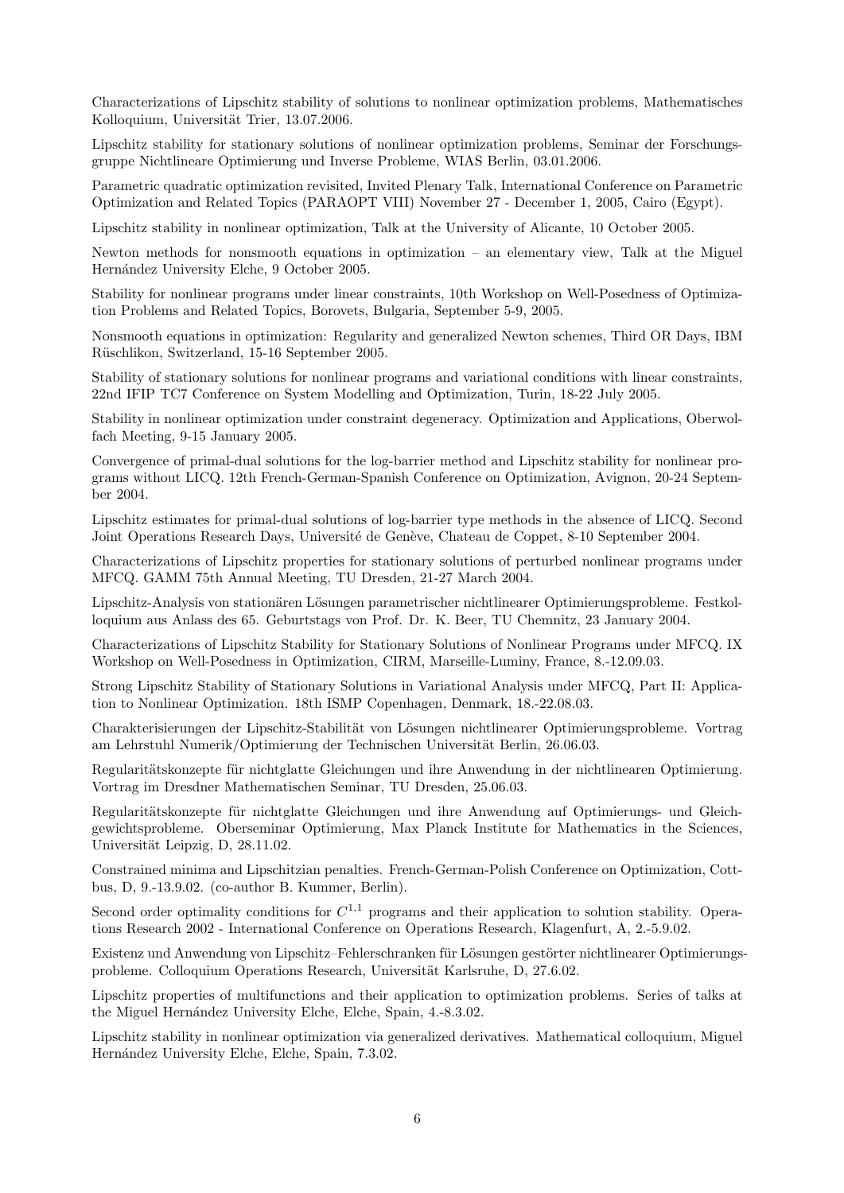Characterizations of Lipschitz stability of solutions to nonlinear optimization problems, Mathematisches Kolloquium, Universität Trier, 13.07.2006.

Lipschitz stability for stationary solutions of nonlinear optimization problems, Seminar der Forschungsgruppe Nichtlineare Optimierung und Inverse Probleme, WIAS Berlin, 03.01.2006.

Parametric quadratic optimization revisited, Invited Plenary Talk, International Conference on Parametric Optimization and Related Topics (PARAOPT VIII) November 27 - December 1, 2005, Cairo (Egypt).

Lipschitz stability in nonlinear optimization, Talk at the University of Alicante, 10 October 2005.

Newton methods for nonsmooth equations in optimization – an elementary view, Talk at the Miguel Hernández University Elche, 9 October 2005.

Stability for nonlinear programs under linear constraints, 10th Workshop on Well-Posedness of Optimization Problems and Related Topics, Borovets, Bulgaria, September 5-9, 2005.

Nonsmooth equations in optimization: Regularity and generalized Newton schemes, Third OR Days, IBM Rüschlikon, Switzerland, 15-16 September 2005.

Stability of stationary solutions for nonlinear programs and variational conditions with linear constraints, 22nd IFIP TC7 Conference on System Modelling and Optimization, Turin, 18-22 July 2005.

Stability in nonlinear optimization under constraint degeneracy. Optimization and Applications, Oberwolfach Meeting, 9-15 January 2005.

Convergence of primal-dual solutions for the log-barrier method and Lipschitz stability for nonlinear programs without LICQ. 12th French-German-Spanish Conference on Optimization, Avignon, 20-24 September 2004.

Lipschitz estimates for primal-dual solutions of log-barrier type methods in the absence of LICQ. Second Joint Operations Research Days, Université de Genève, Chateau de Coppet, 8-10 September 2004.

Characterizations of Lipschitz properties for stationary solutions of perturbed nonlinear programs under MFCQ. GAMM 75th Annual Meeting, TU Dresden, 21-27 March 2004.

Lipschitz-Analysis von stationären Lösungen parametrischer nichtlinearer Optimierungsprobleme. Festkolloquium aus Anlass des 65. Geburtstags von Prof. Dr. K. Beer, TU Chemnitz, 23 January 2004.

Characterizations of Lipschitz Stability for Stationary Solutions of Nonlinear Programs under MFCQ. IX Workshop on Well-Posedness in Optimization, CIRM, Marseille-Luminy, France, 8.-12.09.03.

Strong Lipschitz Stability of Stationary Solutions in Variational Analysis under MFCQ, Part II: Application to Nonlinear Optimization. 18th ISMP Copenhagen, Denmark, 18.-22.08.03.

Charakterisierungen der Lipschitz-Stabilität von Lösungen nichtlinearer Optimierungsprobleme. Vortrag am Lehrstuhl Numerik/Optimierung der Technischen Universität Berlin, 26.06.03.

Regularitätskonzepte für nichtglatte Gleichungen und ihre Anwendung in der nichtlinearen Optimierung. Vortrag im Dresdner Mathematischen Seminar, TU Dresden, 25.06.03.

Regularitätskonzepte für nichtglatte Gleichungen und ihre Anwendung auf Optimierungs- und Gleichgewichtsprobleme. Oberseminar Optimierung, Max Planck Institute for Mathematics in the Sciences, Universität Leipzig, D, 28.11.02.

Constrained minima and Lipschitzian penalties. French-German-Polish Conference on Optimization, Cottbus, D, 9.-13.9.02. (co-author B. Kummer, Berlin).

Second order optimality conditions for $C^{1,1}$ programs and their application to solution stability. Operations Research 2002 - International Conference on Operations Research, Klagenfurt, A, 2.-5.9.02.

Existenz und Anwendung von Lipschitz–Fehlerschranken für Lösungen gestörter nichtlinearer Optimierungsprobleme. Colloquium Operations Research, Universität Karlsruhe, D, 27.6.02.

Lipschitz properties of multifunctions and their application to optimization problems. Series of talks at the Miguel Hernández University Elche, Elche, Spain, 4.-8.3.02.

Lipschitz stability in nonlinear optimization via generalized derivatives. Mathematical colloquium, Miguel Hernández University Elche, Elche, Spain, 7.3.02.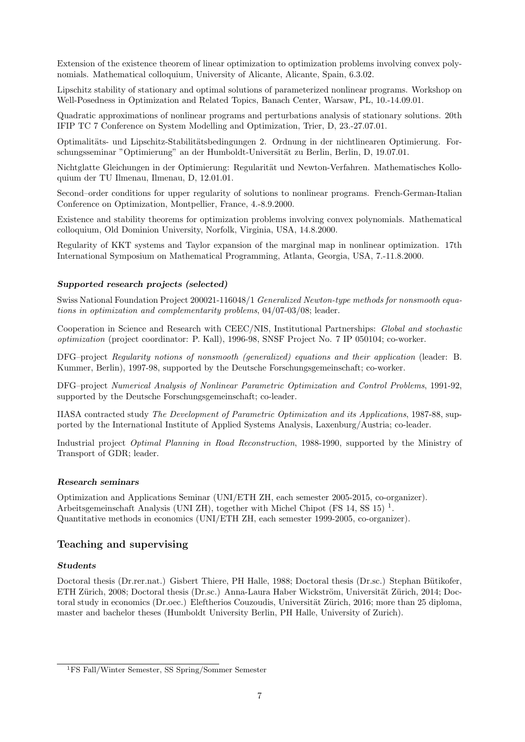Extension of the existence theorem of linear optimization to optimization problems involving convex polynomials. Mathematical colloquium, University of Alicante, Alicante, Spain, 6.3.02.

Lipschitz stability of stationary and optimal solutions of parameterized nonlinear programs. Workshop on Well-Posedness in Optimization and Related Topics, Banach Center, Warsaw, PL, 10.-14.09.01.

Quadratic approximations of nonlinear programs and perturbations analysis of stationary solutions. 20th IFIP TC 7 Conference on System Modelling and Optimization, Trier, D, 23.-27.07.01.

Optimalitäts- und Lipschitz-Stabilitätsbedingungen 2. Ordnung in der nichtlinearen Optimierung. Forschungsseminar "Optimierung" an der Humboldt-Universität zu Berlin, Berlin, D, 19.07.01.

Nichtglatte Gleichungen in der Optimierung: Regularität und Newton-Verfahren. Mathematisches Kolloquium der TU Ilmenau, Ilmenau, D, 12.01.01.

Second–order conditions for upper regularity of solutions to nonlinear programs. French-German-Italian Conference on Optimization, Montpellier, France, 4.-8.9.2000.

Existence and stability theorems for optimization problems involving convex polynomials. Mathematical colloquium, Old Dominion University, Norfolk, Virginia, USA, 14.8.2000.

Regularity of KKT systems and Taylor expansion of the marginal map in nonlinear optimization. 17th International Symposium on Mathematical Programming, Atlanta, Georgia, USA, 7.-11.8.2000.

#### *Supported research projects (selected)*

Swiss National Foundation Project 200021-116048/1 *Generalized Newton-type methods for nonsmooth equations in optimization and complementarity problems*, 04/07-03/08; leader.

Cooperation in Science and Research with CEEC/NIS, Institutional Partnerships: *Global and stochastic optimization* (project coordinator: P. Kall), 1996-98, SNSF Project No. 7 IP 050104; co-worker.

DFG–project *Regularity notions of nonsmooth (generalized) equations and their application* (leader: B. Kummer, Berlin), 1997-98, supported by the Deutsche Forschungsgemeinschaft; co-worker.

DFG–project *Numerical Analysis of Nonlinear Parametric Optimization and Control Problems*, 1991-92, supported by the Deutsche Forschungsgemeinschaft; co-leader.

IIASA contracted study *The Development of Parametric Optimization and its Applications*, 1987-88, supported by the International Institute of Applied Systems Analysis, Laxenburg/Austria; co-leader.

Industrial project *Optimal Planning in Road Reconstruction*, 1988-1990, supported by the Ministry of Transport of GDR; leader.

#### *Research seminars*

Optimization and Applications Seminar (UNI/ETH ZH, each semester 2005-2015, co-organizer).
Arbeitsgemeinschaft Analysis (UNI ZH), together with Michel Chipot (FS 14, SS 15) [1].
Quantitative methods in economics (UNI/ETH ZH, each semester 1999-2005, co-organizer).

## Teaching and supervising

#### *Students*

Doctoral thesis (Dr.rer.nat.) Gisbert Thiere, PH Halle, 1988; Doctoral thesis (Dr.sc.) Stephan Bütikofer, ETH Zürich, 2008; Doctoral thesis (Dr.sc.) Anna-Laura Haber Wickström, Universität Zürich, 2014; Doctoral study in economics (Dr.oec.) Eleftherios Couzoudis, Universität Zürich, 2016; more than 25 diploma, master and bachelor theses (Humboldt University Berlin, PH Halle, University of Zurich).

[1] FS Fall/Winter Semester, SS Spring/Sommer Semester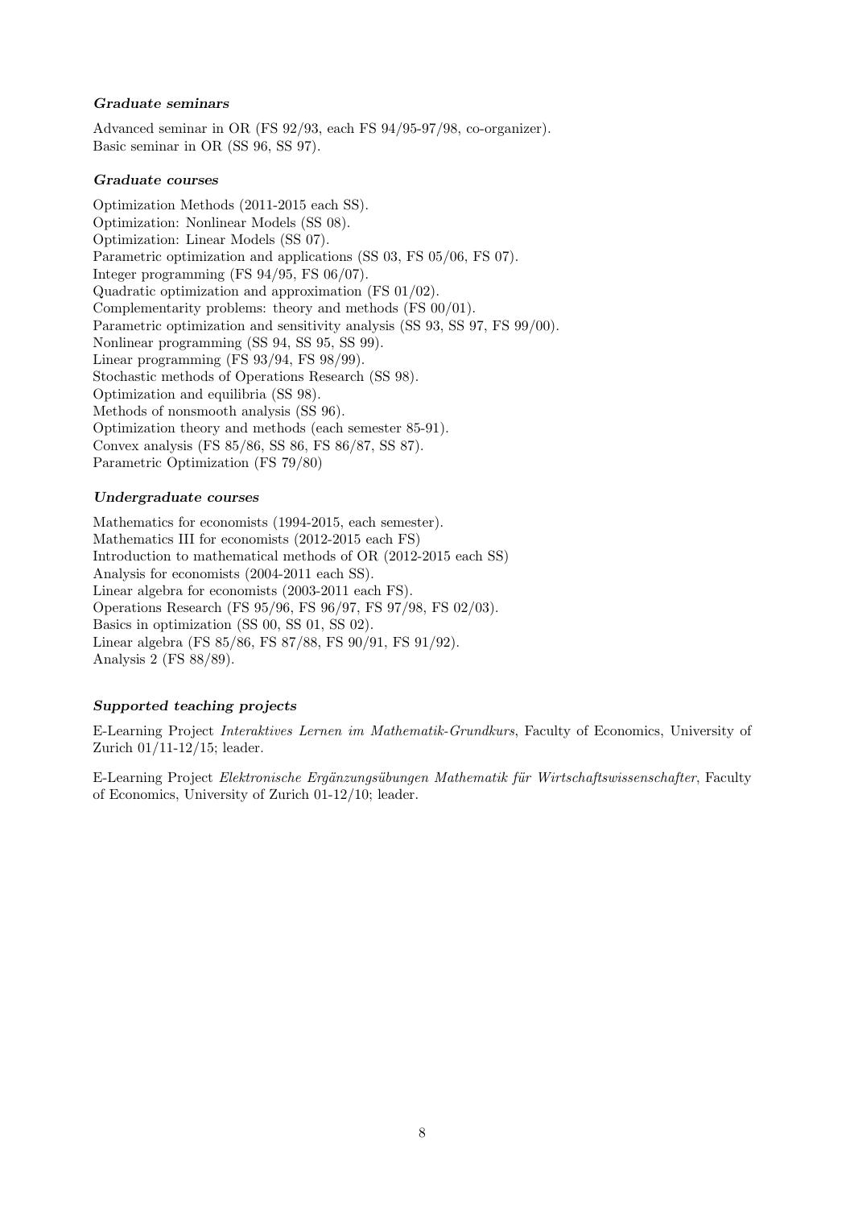### *Graduate seminars*

Advanced seminar in OR (FS 92/93, each FS 94/95-97/98, co-organizer).
Basic seminar in OR (SS 96, SS 97).

### *Graduate courses*

Optimization Methods (2011-2015 each SS).
Optimization: Nonlinear Models (SS 08).
Optimization: Linear Models (SS 07).
Parametric optimization and applications (SS 03, FS 05/06, FS 07).
Integer programming (FS 94/95, FS 06/07).
Quadratic optimization and approximation (FS 01/02).
Complementarity problems: theory and methods (FS 00/01).
Parametric optimization and sensitivity analysis (SS 93, SS 97, FS 99/00).
Nonlinear programming (SS 94, SS 95, SS 99).
Linear programming (FS 93/94, FS 98/99).
Stochastic methods of Operations Research (SS 98).
Optimization and equilibria (SS 98).
Methods of nonsmooth analysis (SS 96).
Optimization theory and methods (each semester 85-91).
Convex analysis (FS 85/86, SS 86, FS 86/87, SS 87).
Parametric Optimization (FS 79/80)

### *Undergraduate courses*

Mathematics for economists (1994-2015, each semester).
Mathematics III for economists (2012-2015 each FS)
Introduction to mathematical methods of OR (2012-2015 each SS)
Analysis for economists (2004-2011 each SS).
Linear algebra for economists (2003-2011 each FS).
Operations Research (FS 95/96, FS 96/97, FS 97/98, FS 02/03).
Basics in optimization (SS 00, SS 01, SS 02).
Linear algebra (FS 85/86, FS 87/88, FS 90/91, FS 91/92).
Analysis 2 (FS 88/89).

### *Supported teaching projects*

E-Learning Project *Interaktives Lernen im Mathematik-Grundkurs*, Faculty of Economics, University of Zurich 01/11-12/15; leader.

E-Learning Project *Elektronische Ergänzungsübungen Mathematik für Wirtschaftswissenschafter*, Faculty of Economics, University of Zurich 01-12/10; leader.